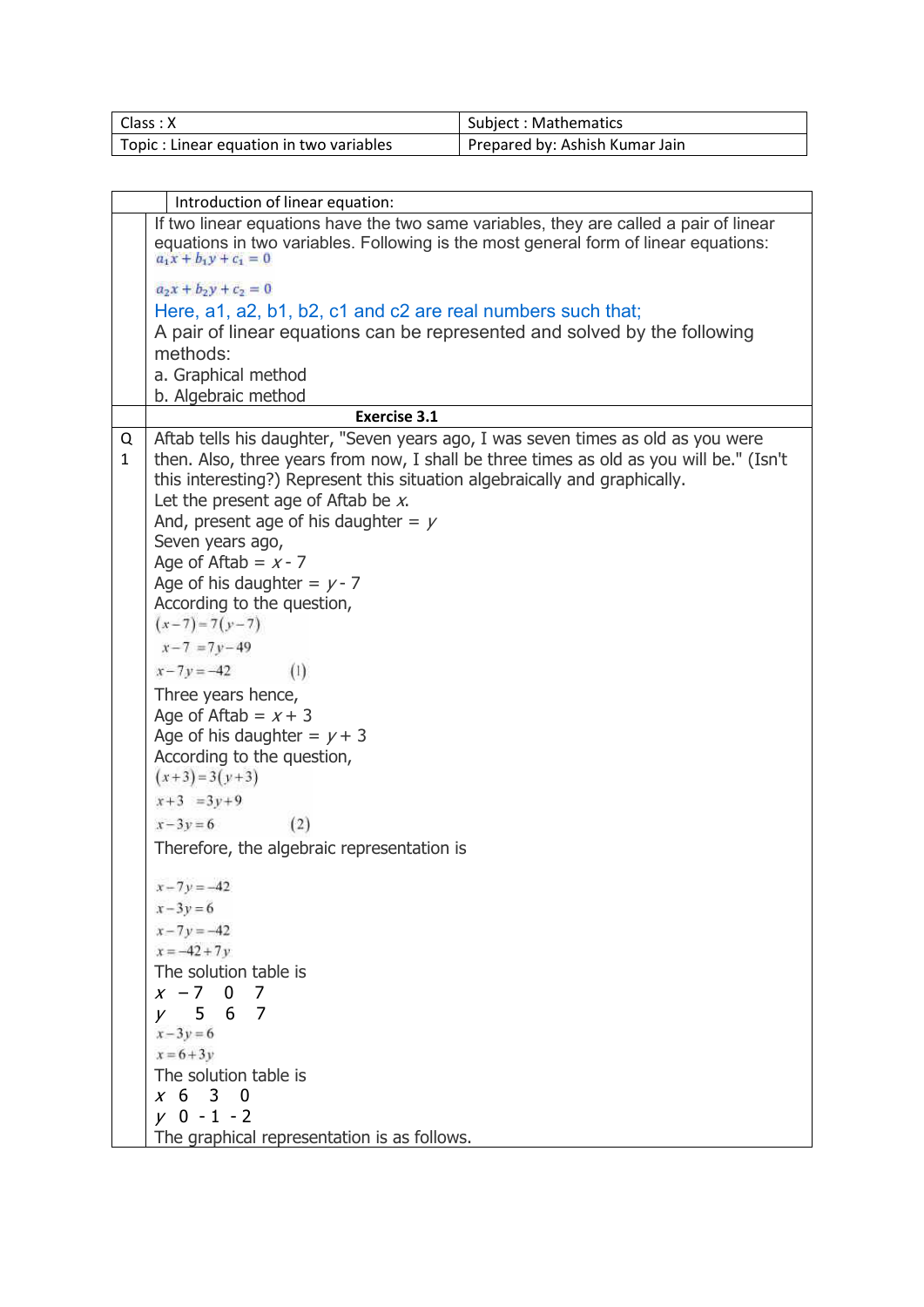| Class : X | Subject : Mathematics |
|---|---|
| Topic : Linear equation in two variables | Prepared by: Ashish Kumar Jain |

**Introduction of linear equation:**

If two linear equations have the two same variables, they are called a pair of linear equations in two variables. Following is the most general form of linear equations:

$a_1x + b_1y + c_1 = 0$

$a_2x + b_2y + c_2 = 0$

Here, a1, a2, b1, b2, c1 and c2 are real numbers such that;

A pair of linear equations can be represented and solved by the following methods:

a. Graphical method

b. Algebraic method

**Exercise 3.1**

**Q 1** Aftab tells his daughter, "Seven years ago, I was seven times as old as you were then. Also, three years from now, I shall be three times as old as you will be." (Isn't this interesting?) Represent this situation algebraically and graphically.

Let the present age of Aftab be $x$.

And, present age of his daughter = $y$

Seven years ago,

Age of Aftab = $x$ - 7

Age of his daughter = $y$ - 7

According to the question,

$(x-7) = 7(y-7)$

$x - 7 = 7y - 49$

$x - 7y = -42 \qquad (1)$

Three years hence,

Age of Aftab = $x$ + 3

Age of his daughter = $y$ + 3

According to the question,

$(x+3) = 3(y+3)$

$x + 3 = 3y + 9$

$x - 3y = 6 \qquad (2)$

Therefore, the algebraic representation is

$x - 7y = -42$

$x - 3y = 6$

$x - 7y = -42$

$x = -42 + 7y$

The solution table is

| $x$ | −7 | 0 | 7 |
|---|---|---|---|
| $y$ | 5 | 6 | 7 |

$x - 3y = 6$

$x = 6 + 3y$

The solution table is

| $x$ | 6 | 3 | 0 |
|---|---|---|---|
| $y$ | 0 | -1 | -2 |

The graphical representation is as follows.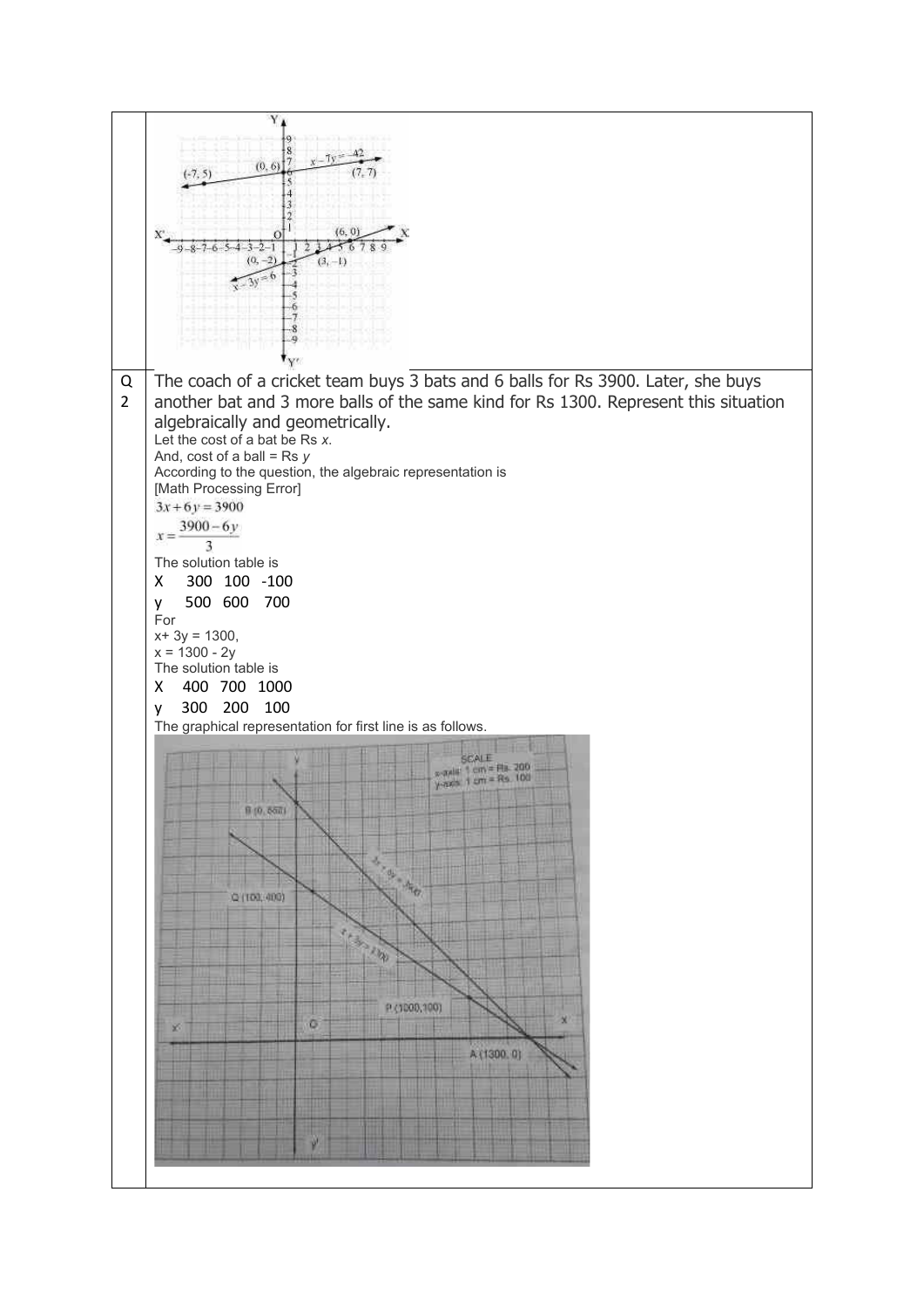Q 2

The coach of a cricket team buys 3 bats and 6 balls for Rs 3900. Later, she buys another bat and 3 more balls of the same kind for Rs 1300. Represent this situation algebraically and geometrically.

Let the cost of a bat be Rs $x$.

And, cost of a ball = Rs $y$

According to the question, the algebraic representation is

[Math Processing Error]

$$3x + 6y = 3900$$

$$x = \frac{3900 - 6y}{3}$$

The solution table is

| X | 300 | 100 | -100 |
|---|---|---|---|
| y | 500 | 600 | 700 |

For

$x + 3y = 1300$,

$x = 1300 - 2y$

The solution table is

| X | 400 | 700 | 1000 |
|---|---|---|---|
| y | 300 | 200 | 100 |

The graphical representation for first line is as follows.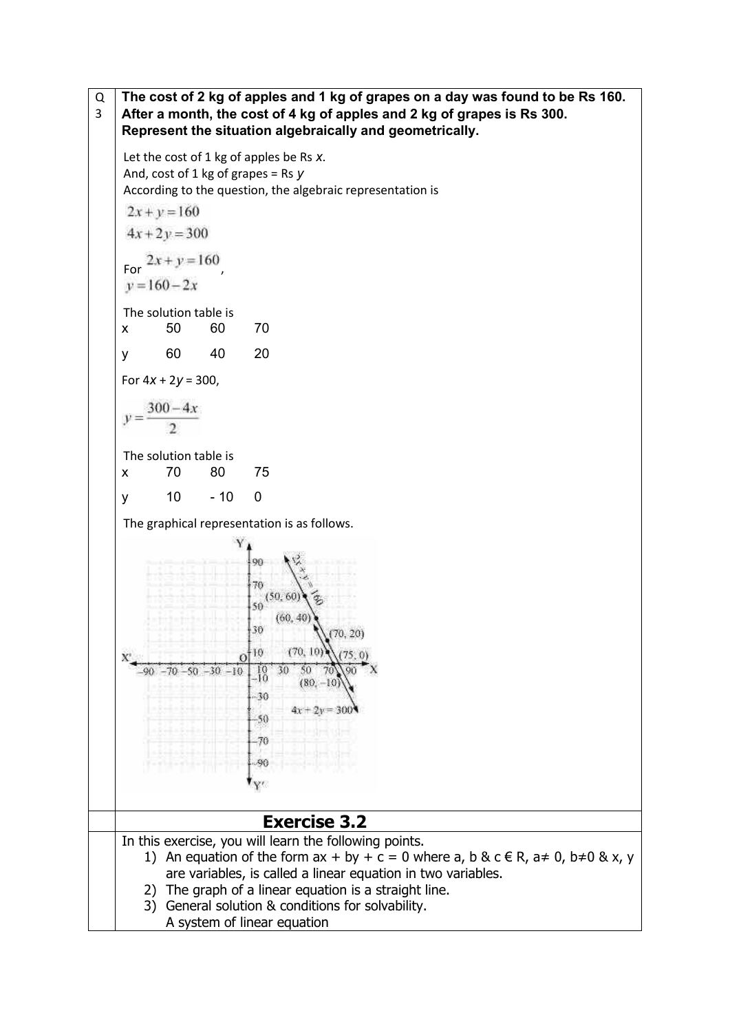**Q 3** **The cost of 2 kg of apples and 1 kg of grapes on a day was found to be Rs 160. After a month, the cost of 4 kg of apples and 2 kg of grapes is Rs 300. Represent the situation algebraically and geometrically.**

Let the cost of 1 kg of apples be Rs $x$.
And, cost of 1 kg of grapes = Rs $y$
According to the question, the algebraic representation is

$$2x + y = 160$$
$$4x + 2y = 300$$

For $2x + y = 160$,
$y = 160 - 2x$

The solution table is

| x | 50 | 60 | 70 |
|---|---|---|---|
| y | 60 | 40 | 20 |

For $4x + 2y = 300$,

$$y = \frac{300 - 4x}{2}$$

The solution table is

| x | 70 | 80 | 75 |
|---|---|---|---|
| y | 10 | - 10 | 0 |

The graphical representation is as follows.

## Exercise 3.2

In this exercise, you will learn the following points.

1) An equation of the form ax + by + c = 0 where a, b & c € R, a≠ 0, b≠0 & x, y are variables, is called a linear equation in two variables.
2) The graph of a linear equation is a straight line.
3) General solution & conditions for solvability.
   A system of linear equation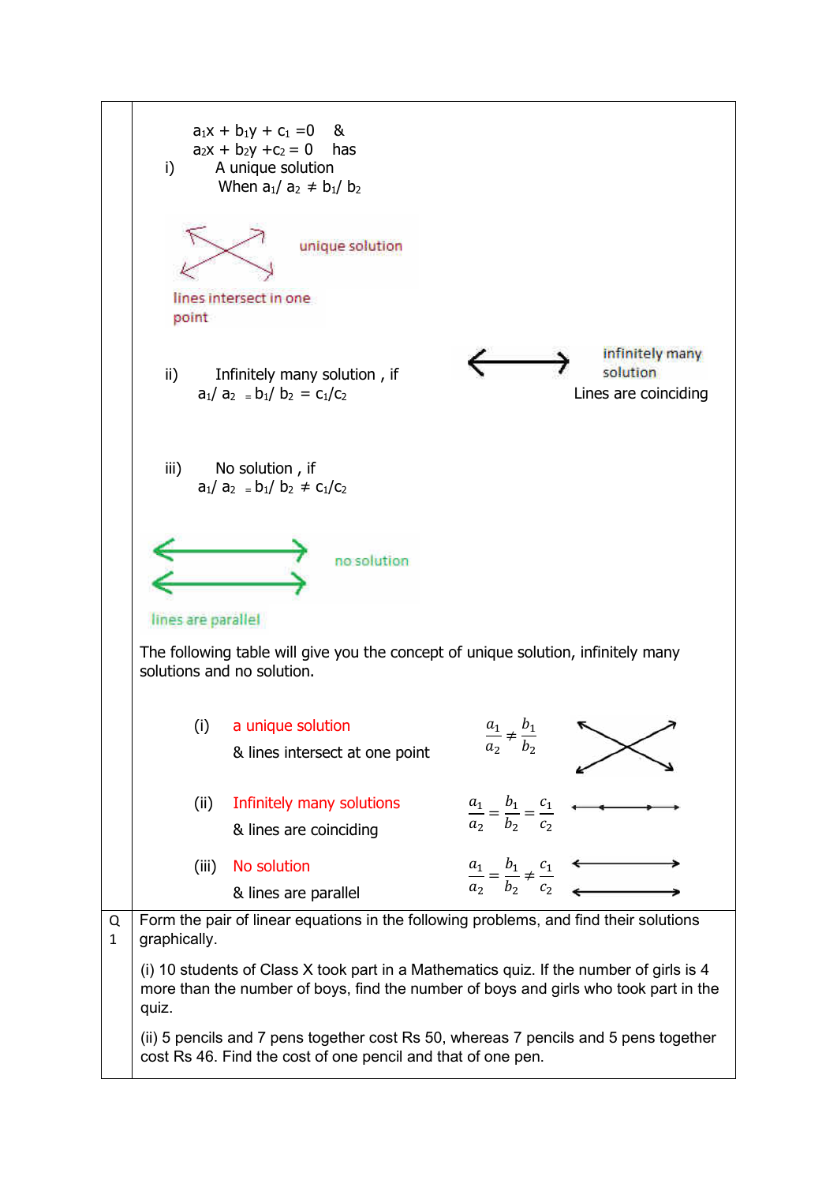$a_1x + b_1y + c_1 = 0$ &

$a_2x + b_2y + c_2 = 0$ has

i) A unique solution

When $a_1/a_2 \neq b_1/b_2$

unique solution

lines intersect in one point

ii) Infinitely many solution, if

$a_1/a_2 = b_1/b_2 = c_1/c_2$

infinitely many solution

Lines are coinciding

iii) No solution, if

$a_1/a_2 = b_1/b_2 \neq c_1/c_2$

no solution

lines are parallel

The following table will give you the concept of unique solution, infinitely many solutions and no solution.

| | | | |
|---|---|---|---|
| (i) | a unique solution<br>& lines intersect at one point | $\frac{a_1}{a_2} \neq \frac{b_1}{b_2}$ | |
| (ii) | Infinitely many solutions<br>& lines are coinciding | $\frac{a_1}{a_2} = \frac{b_1}{b_2} = \frac{c_1}{c_2}$ | |
| (iii) | No solution<br>& lines are parallel | $\frac{a_1}{a_2} = \frac{b_1}{b_2} \neq \frac{c_1}{c_2}$ | |

**Q 1** Form the pair of linear equations in the following problems, and find their solutions graphically.

(i) 10 students of Class X took part in a Mathematics quiz. If the number of girls is 4 more than the number of boys, find the number of boys and girls who took part in the quiz.

(ii) 5 pencils and 7 pens together cost Rs 50, whereas 7 pencils and 5 pens together cost Rs 46. Find the cost of one pencil and that of one pen.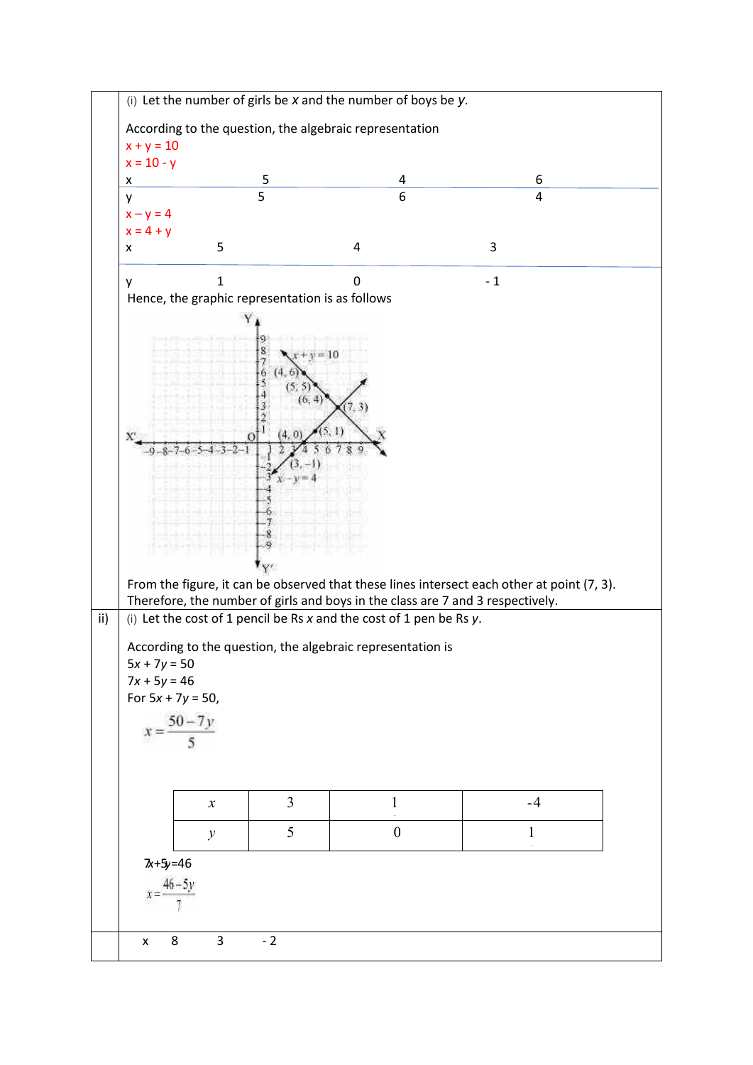(i) Let the number of girls be $x$ and the number of boys be $y$.

According to the question, the algebraic representation

$x + y = 10$

$x = 10 - y$

| $x$ | 5 | 4 | 6 |
|---|---|---|---|
| $y$ | 5 | 6 | 4 |

$x - y = 4$

$x = 4 + y$

| $x$ | 5 | 4 | 3 |
|---|---|---|---|
| $y$ | 1 | 0 | - 1 |

Hence, the graphic representation is as follows

From the figure, it can be observed that these lines intersect each other at point (7, 3).
Therefore, the number of girls and boys in the class are 7 and 3 respectively.

ii) (i) Let the cost of 1 pencil be Rs $x$ and the cost of 1 pen be Rs $y$.

According to the question, the algebraic representation is

$5x + 7y = 50$

$7x + 5y = 46$

For $5x + 7y = 50$,

$$x = \frac{50 - 7y}{5}$$

| $x$ | 3 | 1 | -4 |
|---|---|---|---|
| $y$ | 5 | 0 | 1 |

$7x+5y=46$

$$x = \frac{46 - 5y}{7}$$

| $x$ | 8 | 3 | - 2 |
|---|---|---|---|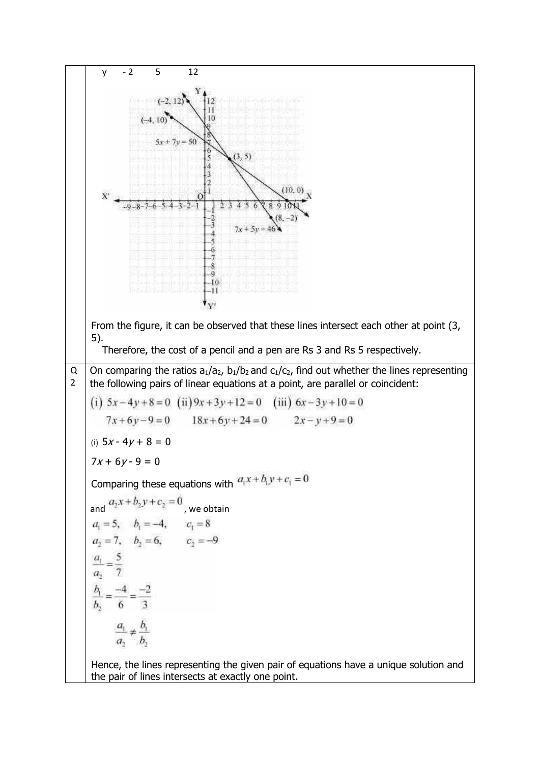| y | -2 | 5 | 12 |
|---|---|---|---|

From the figure, it can be observed that these lines intersect each other at point (3, 5).

Therefore, the cost of a pencil and a pen are Rs 3 and Rs 5 respectively.

**Q 2** On comparing the ratios $a_1/a_2$, $b_1/b_2$ and $c_1/c_2$, find out whether the lines representing the following pairs of linear equations at a point, are parallel or coincident:

(i) $5x - 4y + 8 = 0$, $7x + 6y - 9 = 0$  (ii) $9x + 3y + 12 = 0$, $18x + 6y + 24 = 0$  (iii) $6x - 3y + 10 = 0$, $2x - y + 9 = 0$

(i) $5x - 4y + 8 = 0$

$7x + 6y - 9 = 0$

Comparing these equations with $a_1x + b_1y + c_1 = 0$

and $a_2x + b_2y + c_2 = 0$, we obtain

$a_1 = 5, \quad b_1 = -4, \quad c_1 = 8$

$a_2 = 7, \quad b_2 = 6, \quad c_2 = -9$

$$\frac{a_1}{a_2} = \frac{5}{7}$$

$$\frac{b_1}{b_2} = \frac{-4}{6} = \frac{-2}{3}$$

$$\frac{a_1}{a_2} \neq \frac{b_1}{b_2}$$

Hence, the lines representing the given pair of equations have a unique solution and the pair of lines intersects at exactly one point.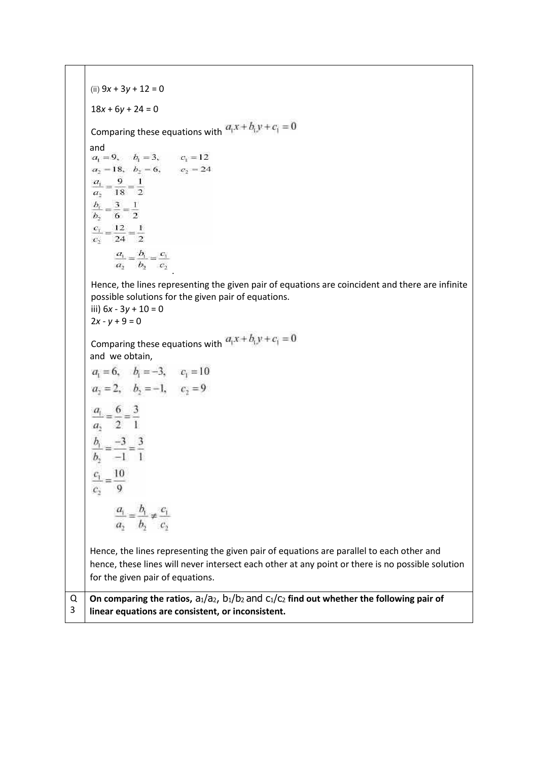(ii) $9x + 3y + 12 = 0$

$18x + 6y + 24 = 0$

Comparing these equations with $a_1x + b_1y + c_1 = 0$

and

$a_1 = 9, \quad b_1 = 3, \quad c_1 = 12$

$a_2 = 18, \quad b_2 = 6, \quad c_2 = 24$

$$\frac{a_1}{a_2} = \frac{9}{18} = \frac{1}{2}$$

$$\frac{b_1}{b_2} = \frac{3}{6} = \frac{1}{2}$$

$$\frac{c_1}{c_2} = \frac{12}{24} = \frac{1}{2}$$

$$\frac{a_1}{a_2} = \frac{b_1}{b_2} = \frac{c_1}{c_2}$$

Hence, the lines representing the given pair of equations are coincident and there are infinite possible solutions for the given pair of equations.

iii) $6x - 3y + 10 = 0$

$2x - y + 9 = 0$

Comparing these equations with $a_1x + b_1y + c_1 = 0$

and we obtain,

$a_1 = 6, \quad b_1 = -3, \quad c_1 = 10$

$a_2 = 2, \quad b_2 = -1, \quad c_2 = 9$

$$\frac{a_1}{a_2} = \frac{6}{2} = \frac{3}{1}$$

$$\frac{b_1}{b_2} = \frac{-3}{-1} = \frac{3}{1}$$

$$\frac{c_1}{c_2} = \frac{10}{9}$$

$$\frac{a_1}{a_2} = \frac{b_1}{b_2} \neq \frac{c_1}{c_2}$$

Hence, the lines representing the given pair of equations are parallel to each other and hence, these lines will never intersect each other at any point or there is no possible solution for the given pair of equations.

**Q 3** **On comparing the ratios, $a_1/a_2$, $b_1/b_2$ and $c_1/c_2$ find out whether the following pair of linear equations are consistent, or inconsistent.**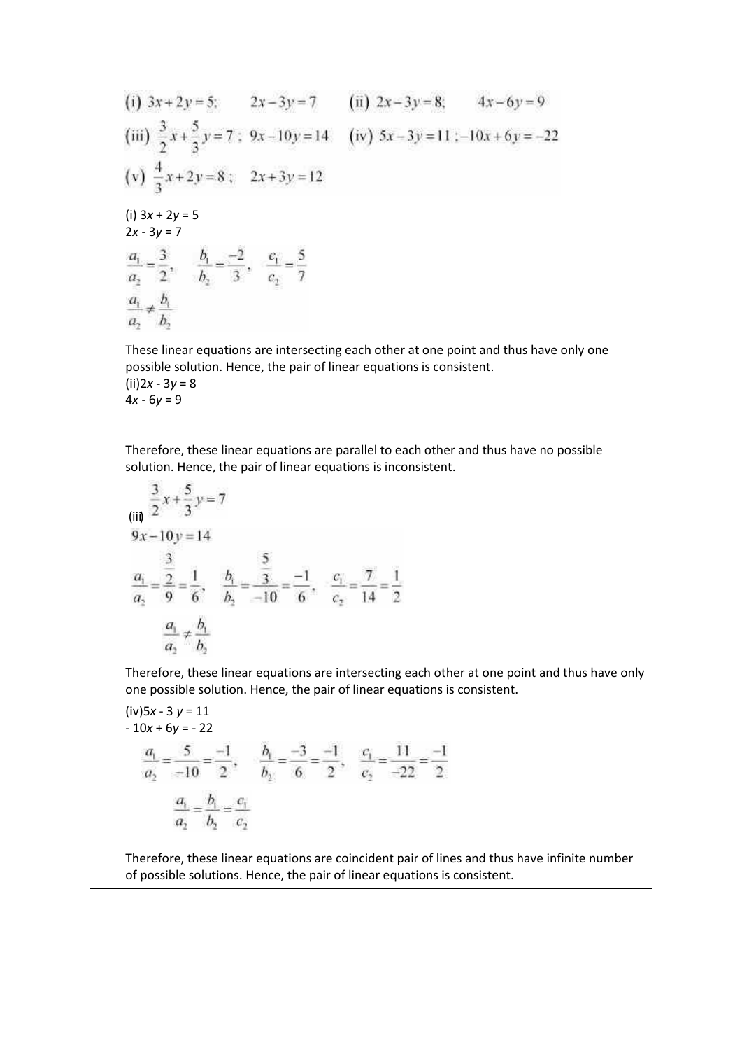(i) $3x + 2y = 5$;  $2x - 3y = 7$  (ii) $2x - 3y = 8$;  $4x - 6y = 9$

(iii) $\frac{3}{2}x + \frac{5}{3}y = 7$ ; $9x - 10y = 14$  (iv) $5x - 3y = 11$ ; $-10x + 6y = -22$

(v) $\frac{4}{3}x + 2y = 8$ ;  $2x + 3y = 12$

(i) $3x + 2y = 5$
$2x - 3y = 7$

$$\frac{a_1}{a_2} = \frac{3}{2}, \quad \frac{b_1}{b_2} = \frac{-2}{3}, \quad \frac{c_1}{c_2} = \frac{5}{7}$$

$$\frac{a_1}{a_2} \neq \frac{b_1}{b_2}$$

These linear equations are intersecting each other at one point and thus have only one possible solution. Hence, the pair of linear equations is consistent.

(ii) $2x - 3y = 8$
$4x - 6y = 9$

Therefore, these linear equations are parallel to each other and thus have no possible solution. Hence, the pair of linear equations is inconsistent.

(iii) $\frac{3}{2}x + \frac{5}{3}y = 7$

$9x - 10y = 14$

$$\frac{a_1}{a_2} = \frac{\frac{3}{2}}{9} = \frac{1}{6}, \quad \frac{b_1}{b_2} = \frac{\frac{5}{3}}{-10} = \frac{-1}{6}, \quad \frac{c_1}{c_2} = \frac{7}{14} = \frac{1}{2}$$

$$\frac{a_1}{a_2} \neq \frac{b_1}{b_2}$$

Therefore, these linear equations are intersecting each other at one point and thus have only one possible solution. Hence, the pair of linear equations is consistent.

(iv) $5x - 3y = 11$
$-10x + 6y = -22$

$$\frac{a_1}{a_2} = \frac{5}{-10} = \frac{-1}{2}, \quad \frac{b_1}{b_2} = \frac{-3}{6} = \frac{-1}{2}, \quad \frac{c_1}{c_2} = \frac{11}{-22} = \frac{-1}{2}$$

$$\frac{a_1}{a_2} = \frac{b_1}{b_2} = \frac{c_1}{c_2}$$

Therefore, these linear equations are coincident pair of lines and thus have infinite number of possible solutions. Hence, the pair of linear equations is consistent.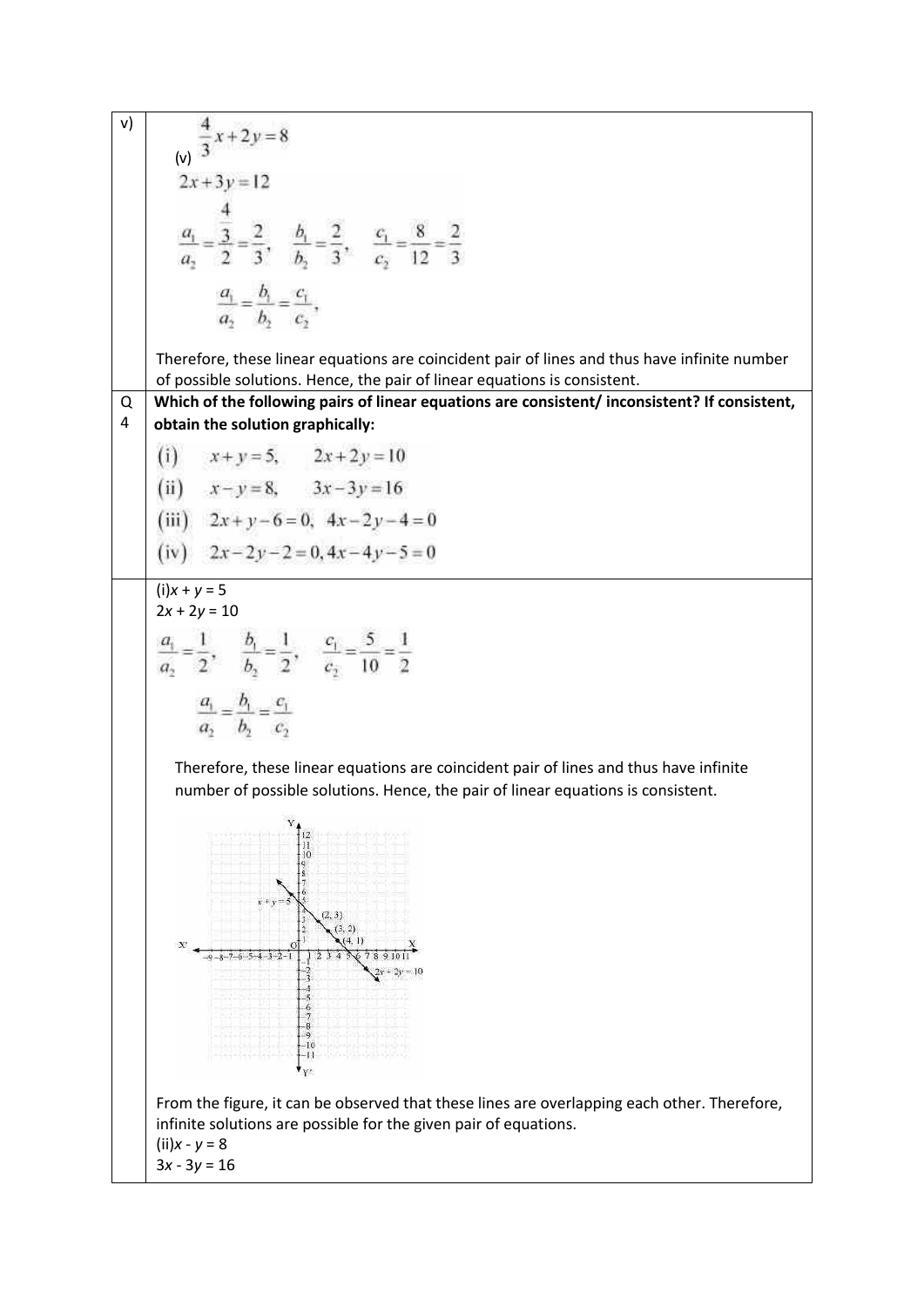v)

(v) $\frac{4}{3}x + 2y = 8$

$2x + 3y = 12$

$$\frac{a_1}{a_2} = \frac{\frac{4}{3}}{2} = \frac{2}{3}, \quad \frac{b_1}{b_2} = \frac{2}{3}, \quad \frac{c_1}{c_2} = \frac{8}{12} = \frac{2}{3}$$

$$\frac{a_1}{a_2} = \frac{b_1}{b_2} = \frac{c_1}{c_2},$$

Therefore, these linear equations are coincident pair of lines and thus have infinite number of possible solutions. Hence, the pair of linear equations is consistent.

**Q 4** **Which of the following pairs of linear equations are consistent/ inconsistent? If consistent, obtain the solution graphically:**

(i) $x + y = 5, \quad 2x + 2y = 10$

(ii) $x - y = 8, \quad 3x - 3y = 16$

(iii) $2x + y - 6 = 0, \ 4x - 2y - 4 = 0$

(iv) $2x - 2y - 2 = 0, 4x - 4y - 5 = 0$

(i) $x + y = 5$

$2x + 2y = 10$

$$\frac{a_1}{a_2} = \frac{1}{2}, \quad \frac{b_1}{b_2} = \frac{1}{2}, \quad \frac{c_1}{c_2} = \frac{5}{10} = \frac{1}{2}$$

$$\frac{a_1}{a_2} = \frac{b_1}{b_2} = \frac{c_1}{c_2}$$

Therefore, these linear equations are coincident pair of lines and thus have infinite number of possible solutions. Hence, the pair of linear equations is consistent.

From the figure, it can be observed that these lines are overlapping each other. Therefore, infinite solutions are possible for the given pair of equations.

(ii) $x - y = 8$

$3x - 3y = 16$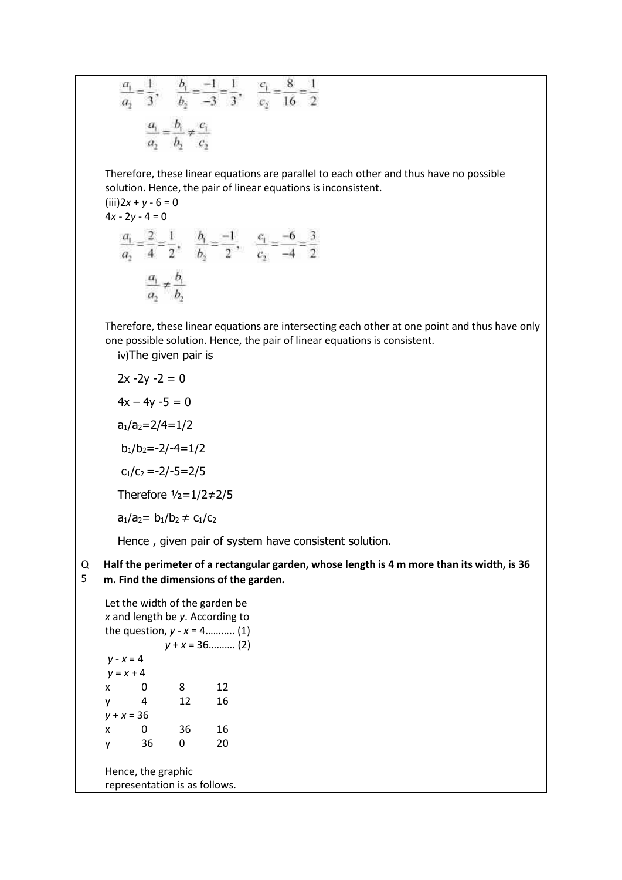$$\frac{a_1}{a_2} = \frac{1}{3}, \quad \frac{b_1}{b_2} = \frac{-1}{-3} = \frac{1}{3}, \quad \frac{c_1}{c_2} = \frac{8}{16} = \frac{1}{2}$$

$$\frac{a_1}{a_2} = \frac{b_1}{b_2} \neq \frac{c_1}{c_2}$$

Therefore, these linear equations are parallel to each other and thus have no possible solution. Hence, the pair of linear equations is inconsistent.

(iii) $2x + y - 6 = 0$

$4x - 2y - 4 = 0$

$$\frac{a_1}{a_2} = \frac{2}{4} = \frac{1}{2}, \quad \frac{b_1}{b_2} = \frac{-1}{2}, \quad \frac{c_1}{c_2} = \frac{-6}{-4} = \frac{3}{2}$$

$$\frac{a_1}{a_2} \neq \frac{b_1}{b_2}$$

Therefore, these linear equations are intersecting each other at one point and thus have only one possible solution. Hence, the pair of linear equations is consistent.

iv) The given pair is

$2x - 2y - 2 = 0$

$4x - 4y - 5 = 0$

$a_1/a_2 = 2/4 = 1/2$

$b_1/b_2 = -2/-4 = 1/2$

$c_1/c_2 = -2/-5 = 2/5$

Therefore $1/2 = 1/2 \neq 2/5$

$a_1/a_2 = b_1/b_2 \neq c_1/c_2$

Hence , given pair of system have consistent solution.

**Q 5 Half the perimeter of a rectangular garden, whose length is 4 m more than its width, is 36 m. Find the dimensions of the garden.**

Let the width of the garden be $x$ and length be $y$. According to the question, $y - x = 4$……….. (1)

$y + x = 36$………. (2)

$y - x = 4$

$y = x + 4$

| x | 0 | 8 | 12 |
|---|---|---|---|
| y | 4 | 12 | 16 |

$y + x = 36$

| x | 0 | 36 | 16 |
|---|---|---|---|
| y | 36 | 0 | 20 |

Hence, the graphic representation is as follows.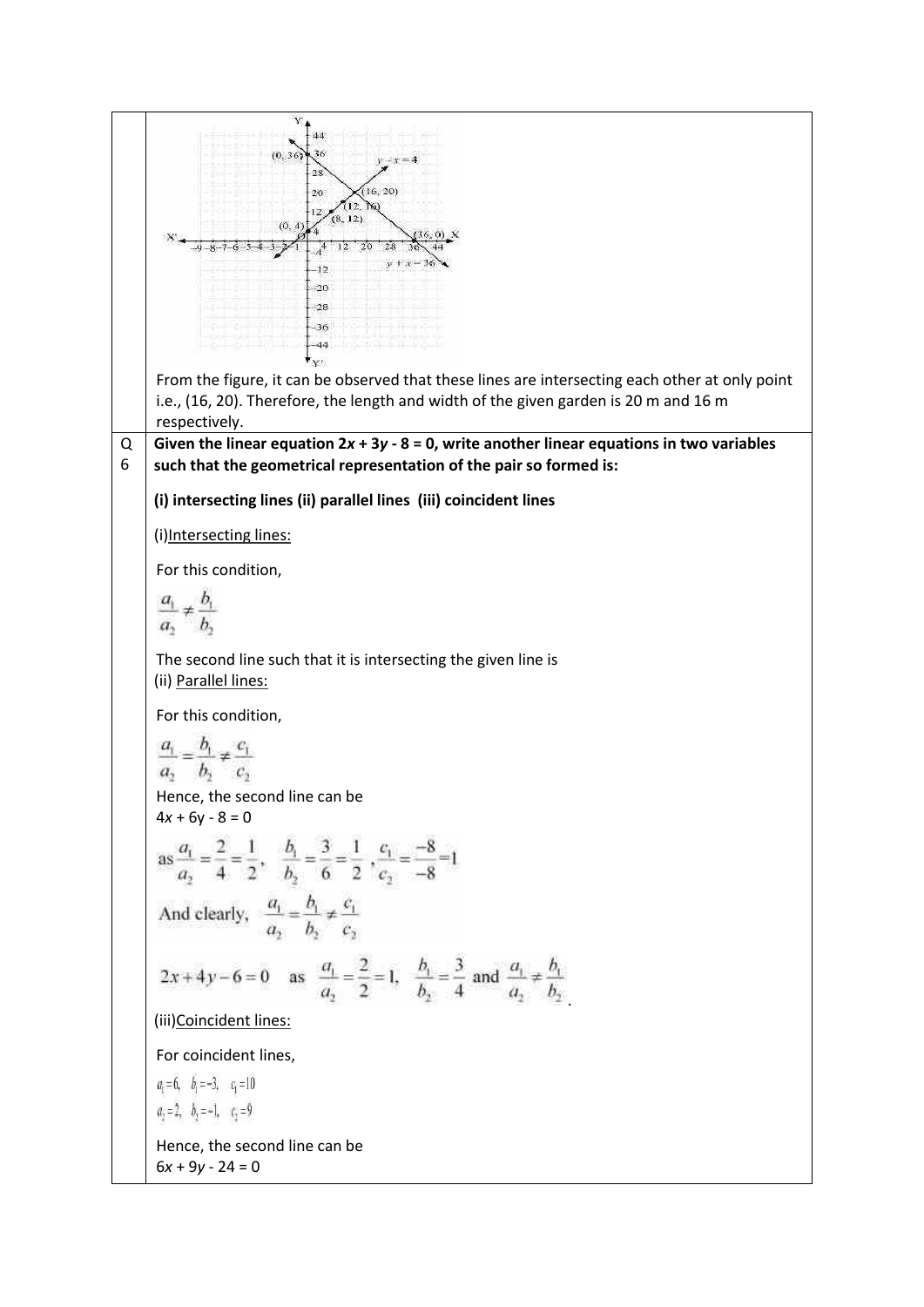From the figure, it can be observed that these lines are intersecting each other at only point i.e., (16, 20). Therefore, the length and width of the given garden is 20 m and 16 m respectively.

**Q 6** **Given the linear equation $2x + 3y - 8 = 0$, write another linear equations in two variables such that the geometrical representation of the pair so formed is:**

**(i) intersecting lines (ii) parallel lines (iii) coincident lines**

(i) Intersecting lines:

For this condition,

$$\frac{a_1}{a_2} \neq \frac{b_1}{b_2}$$

The second line such that it is intersecting the given line is

(ii) Parallel lines:

For this condition,

$$\frac{a_1}{a_2} = \frac{b_1}{b_2} \neq \frac{c_1}{c_2}$$

Hence, the second line can be

$4x + 6y - 8 = 0$

$$\text{as } \frac{a_1}{a_2} = \frac{2}{4} = \frac{1}{2}, \quad \frac{b_1}{b_2} = \frac{3}{6} = \frac{1}{2}, \frac{c_1}{c_2} = \frac{-8}{-8} = 1$$

$$\text{And clearly, } \frac{a_1}{a_2} = \frac{b_1}{b_2} \neq \frac{c_1}{c_2}$$

$$2x + 4y - 6 = 0 \quad \text{as} \quad \frac{a_1}{a_2} = \frac{2}{2} = 1, \quad \frac{b_1}{b_2} = \frac{3}{4} \text{ and } \frac{a_1}{a_2} \neq \frac{b_1}{b_2}.$$

(iii) Coincident lines:

For coincident lines,

$a_1 = 6, \quad b_1 = -3, \quad c_1 = 10$

$a_2 = 2, \quad b_2 = -1, \quad c_2 = 9$

Hence, the second line can be

$6x + 9y - 24 = 0$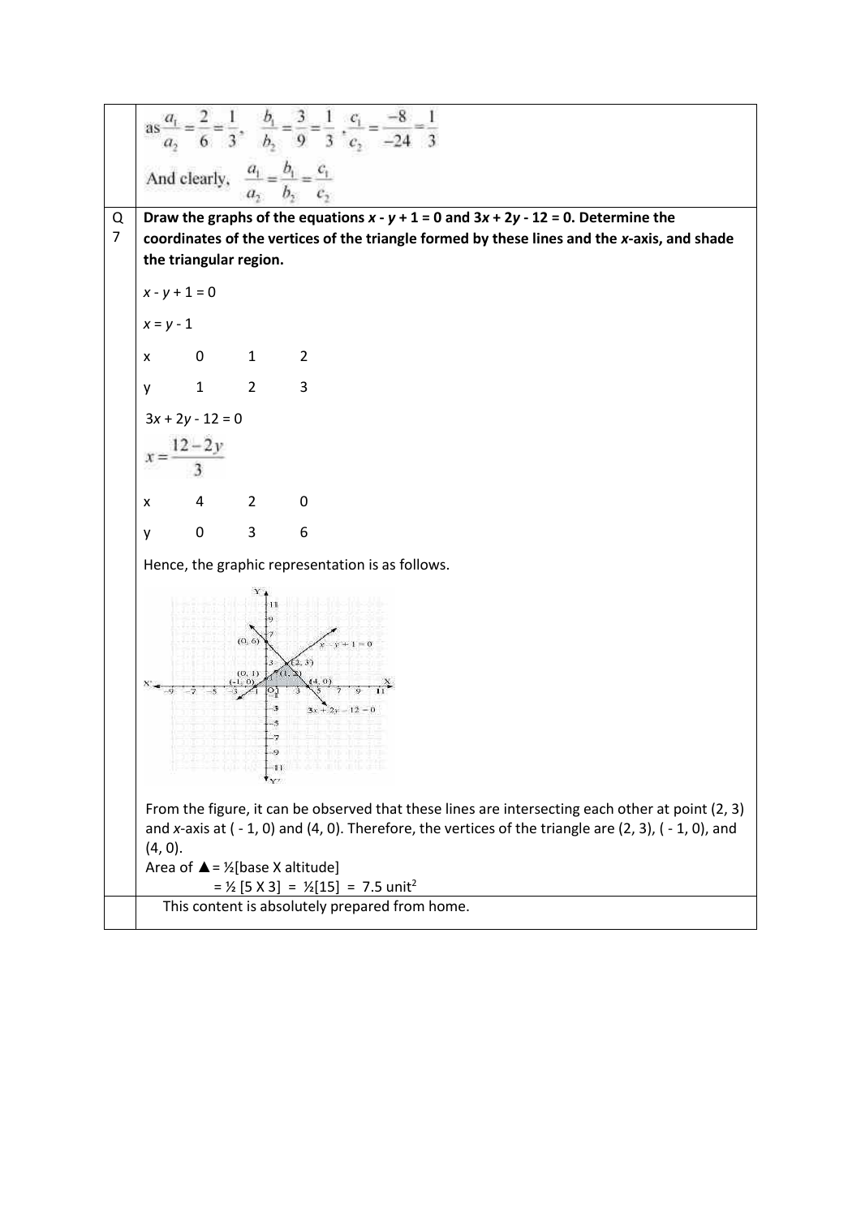as $\frac{a_1}{a_2} = \frac{2}{6} = \frac{1}{3}$, $\frac{b_1}{b_2} = \frac{3}{9} = \frac{1}{3}$, $\frac{c_1}{c_2} = \frac{-8}{-24} = \frac{1}{3}$

And clearly, $\frac{a_1}{a_2} = \frac{b_1}{b_2} = \frac{c_1}{c_2}$

**Q 7** **Draw the graphs of the equations $x - y + 1 = 0$ and $3x + 2y - 12 = 0$. Determine the coordinates of the vertices of the triangle formed by these lines and the $x$-axis, and shade the triangular region.**

$x - y + 1 = 0$

$x = y - 1$

| | | | |
|---|---|---|---|
| x | 0 | 1 | 2 |
| y | 1 | 2 | 3 |

$3x + 2y - 12 = 0$

$$x = \frac{12 - 2y}{3}$$

| | | | |
|---|---|---|---|
| x | 4 | 2 | 0 |
| y | 0 | 3 | 6 |

Hence, the graphic representation is as follows.

Y
X'
X
Y'
(0, 6)
(2, 3)
(0, 1)
(1, 2)
(-1, 0)
(4, 0)
O
$x - y + 1 = 0$
$3x + 2y - 12 = 0$

From the figure, it can be observed that these lines are intersecting each other at point (2, 3) and $x$-axis at ( - 1, 0) and (4, 0). Therefore, the vertices of the triangle are (2, 3), ( - 1, 0), and (4, 0).

Area of ▲ = ½[base X altitude]

= ½ [5 X 3] = ½[15] = 7.5 unit$^2$

This content is absolutely prepared from home.